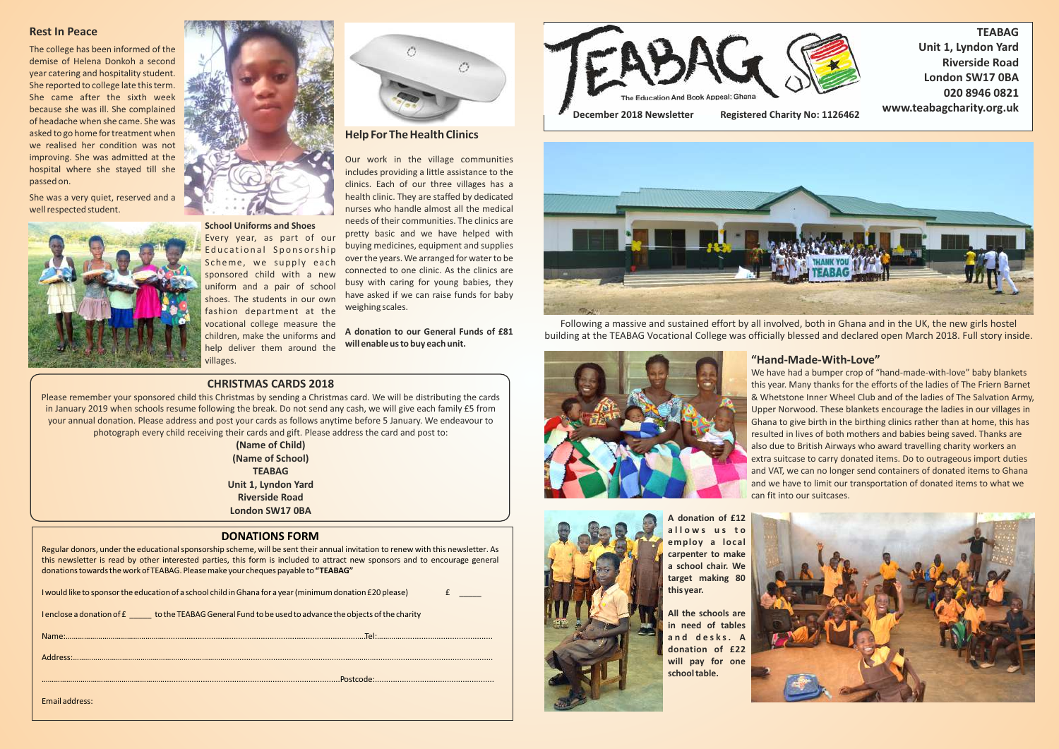# TEABAG

The Education And Book Appeal: Ghana

**December 2018 Newsletter** **Registered Charity No: 1126462**

**TEABAG**
**Unit 1, Lyndon Yard**
**Riverside Road**
**London SW17 0BA**
**020 8946 0821**
**www.teabagcharity.org.uk**

Following a massive and sustained effort by all involved, both in Ghana and in the UK, the new girls hostel building at the TEABAG Vocational College was officially blessed and declared open March 2018. Full story inside.

## "Hand-Made-With-Love"

We have had a bumper crop of "hand-made-with-love" baby blankets this year. Many thanks for the efforts of the ladies of The Friern Barnet & Whetstone Inner Wheel Club and of the ladies of The Salvation Army, Upper Norwood. These blankets encourage the ladies in our villages in Ghana to give birth in the birthing clinics rather than at home, this has resulted in lives of both mothers and babies being saved. Thanks are also due to British Airways who award travelling charity workers an extra suitcase to carry donated items. Do to outrageous import duties and VAT, we can no longer send containers of donated items to Ghana and we have to limit our transportation of donated items to what we can fit into our suitcases.

**A donation of £12 allows us to employ a local carpenter to make a school chair. We target making 80 this year.**

**All the schools are in need of tables and desks. A donation of £22 will pay for one school table.**

## Rest In Peace

The college has been informed of the demise of Helena Donkoh a second year catering and hospitality student. She reported to college late this term. She came after the sixth week because she was ill. She complained of headache when she came. She was asked to go home for treatment when we realised her condition was not improving. She was admitted at the hospital where she stayed till she passed on.

She was a very quiet, reserved and a well respected student.

**School Uniforms and Shoes**

Every year, as part of our Educational Sponsorship Scheme, we supply each sponsored child with a new uniform and a pair of school shoes. The students in our own fashion department at the vocational college measure the children, make the uniforms and help deliver them around the villages.

## Help For The Health Clinics

Our work in the village communities includes providing a little assistance to the clinics. Each of our three villages has a health clinic. They are staffed by dedicated nurses who handle almost all the medical needs of their communities. The clinics are pretty basic and we have helped with buying medicines, equipment and supplies over the years. We arranged for water to be connected to one clinic. As the clinics are busy with caring for young babies, they have asked if we can raise funds for baby weighing scales.

**A donation to our General Funds of £81 will enable us to buy each unit.**

## CHRISTMAS CARDS 2018

Please remember your sponsored child this Christmas by sending a Christmas card. We will be distributing the cards in January 2019 when schools resume following the break. Do not send any cash, we will give each family £5 from your annual donation. Please address and post your cards as follows anytime before 5 January. We endeavour to photograph every child receiving their cards and gift. Please address the card and post to:

**(Name of Child)**
**(Name of School)**
**TEABAG**
**Unit 1, Lyndon Yard**
**Riverside Road**
**London SW17 0BA**

## DONATIONS FORM

Regular donors, under the educational sponsorship scheme, will be sent their annual invitation to renew with this newsletter. As this newsletter is read by other interested parties, this form is included to attract new sponsors and to encourage general donations towards the work of TEABAG. Please make your cheques payable to **"TEABAG"**

I would like to sponsor the education of a school child in Ghana for a year (minimum donation £20 please) £ _____

I enclose a donation of £ _____ to the TEABAG General Fund to be used to advance the objects of the charity

Name:.................................................................Tel:...............................

Address:.................................................................................................

.................................................................Postcode:...............................

Email address: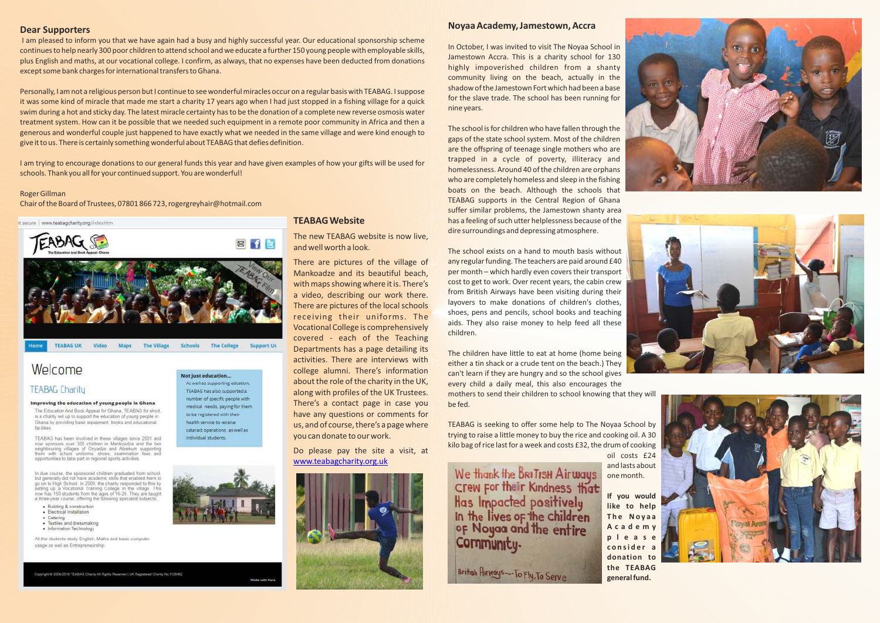## Dear Supporters

I am pleased to inform you that we have again had a busy and highly successful year. Our educational sponsorship scheme continues to help nearly 300 poor children to attend school and we educate a further 150 young people with employable skills, plus English and maths, at our vocational college. I confirm, as always, that no expenses have been deducted from donations except some bank charges for international transfers to Ghana.

Personally, I am not a religious person but I continue to see wonderful miracles occur on a regular basis with TEABAG. I suppose it was some kind of miracle that made me start a charity 17 years ago when I had just stopped in a fishing village for a quick swim during a hot and sticky day. The latest miracle certainty has to be the donation of a complete new reverse osmosis water treatment system. How can it be possible that we needed such equipment in a remote poor community in Africa and then a generous and wonderful couple just happened to have exactly what we needed in the same village and were kind enough to give it to us. There is certainly something wonderful about TEABAG that defies definition.

I am trying to encourage donations to our general funds this year and have given examples of how your gifts will be used for schools. Thank you all for your continued support. You are wonderful!

Roger Gillman
Chair of the Board of Trustees, 07801 866 723, rogergreyhair@hotmail.com

## TEABAG Website

The new TEABAG website is now live, and well worth a look.

There are pictures of the village of Mankoadze and its beautiful beach, with maps showing where it is. There's a video, describing our work there. There are pictures of the local schools receiving their uniforms. The Vocational College is comprehensively covered - each of the Teaching Departments has a page detailing its activities. There are interviews with college alumni. There's information about the role of the charity in the UK, along with profiles of the UK Trustees. There's a contact page in case you have any questions or comments for us, and of course, there's a page where you can donate to our work.

Do please pay the site a visit, at www.teabagcharity.org.uk

## Noyaa Academy, Jamestown, Accra

In October, I was invited to visit The Noyaa School in Jamestown Accra. This is a charity school for 130 highly impoverished children from a shanty community living on the beach, actually in the shadow of the Jamestown Fort which had been a base for the slave trade. The school has been running for nine years.

The school is for children who have fallen through the gaps of the state school system. Most of the children are the offspring of teenage single mothers who are trapped in a cycle of poverty, illiteracy and homelessness. Around 40 of the children are orphans who are completely homeless and sleep in the fishing boats on the beach. Although the schools that TEABAG supports in the Central Region of Ghana suffer similar problems, the Jamestown shanty area has a feeling of such utter helplessness because of the dire surroundings and depressing atmosphere.

The school exists on a hand to mouth basis without any regular funding. The teachers are paid around £40 per month – which hardly even covers their transport cost to get to work. Over recent years, the cabin crew from British Airways have been visiting during their layovers to make donations of children's clothes, shoes, pens and pencils, school books and teaching aids. They also raise money to help feed all these children.

The children have little to eat at home (home being either a tin shack or a crude tent on the beach.) They can't learn if they are hungry and so the school gives every child a daily meal, this also encourages the mothers to send their children to school knowing that they will be fed.

TEABAG is seeking to offer some help to The Noyaa School by trying to raise a little money to buy the rice and cooking oil. A 30 kilo bag of rice last for a week and costs £32, the drum of cooking oil costs £24 and lasts about one month.

**If you would like to help The Noyaa Academy please consider a donation to the TEABAG general fund.**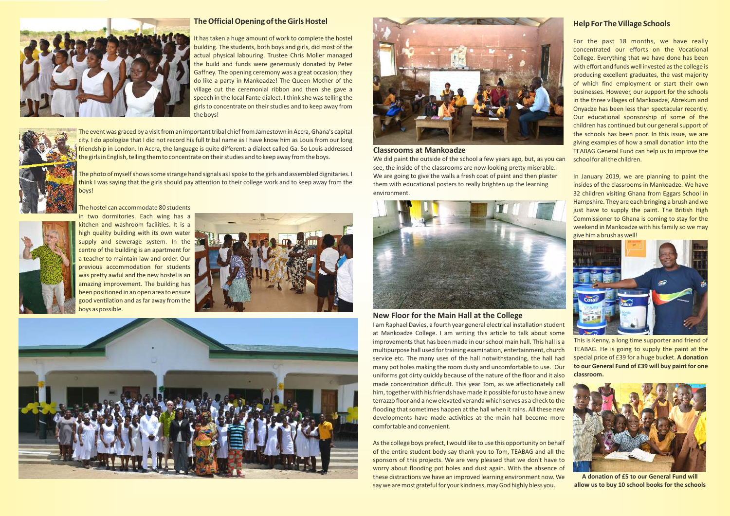## The Official Opening of the Girls Hostel

It has taken a huge amount of work to complete the hostel building. The students, both boys and girls, did most of the actual physical labouring. Trustee Chris Moller managed the build and funds were generously donated by Peter Gaffney. The opening ceremony was a great occasion; they do like a party in Mankoadze! The Queen Mother of the village cut the ceremonial ribbon and then she gave a speech in the local Fante dialect. I think she was telling the girls to concentrate on their studies and to keep away from the boys!

The event was graced by a visit from an important tribal chief from Jamestown in Accra, Ghana's capital city. I do apologize that I did not record his full tribal name as I have know him as Louis from our long friendship in London. In Accra, the language is quite different: a dialect called Ga. So Louis addressed the girls in English, telling them to concentrate on their studies and to keep away from the boys.

The photo of myself shows some strange hand signals as I spoke to the girls and assembled dignitaries. I think I was saying that the girls should pay attention to their college work and to keep away from the boys!

The hostel can accommodate 80 students in two dormitories. Each wing has a kitchen and washroom facilities. It is a high quality building with its own water supply and sewerage system. In the centre of the building is an apartment for a teacher to maintain law and order. Our previous accommodation for students was pretty awful and the new hostel is an amazing improvement. The building has been positioned in an open area to ensure good ventilation and as far away from the boys as possible.

## Classrooms at Mankoadze

We did paint the outside of the school a few years ago, but, as you can see, the inside of the classrooms are now looking pretty miserable. We are going to give the walls a fresh coat of paint and then plaster them with educational posters to really brighten up the learning environment.

## New Floor for the Main Hall at the College

I am Raphael Davies, a fourth year general electrical installation student at Mankoadze College. I am writing this article to talk about some improvements that has been made in our school main hall. This hall is a multipurpose hall used for training examination, entertainment, church service etc. The many uses of the hall notwithstanding, the hall had many pot holes making the room dusty and uncomfortable to use. Our uniforms got dirty quickly because of the nature of the floor and it also made concentration difficult. This year Tom, as we affectionately call him, together with his friends have made it possible for us to have a new terrazzo floor and a new elevated veranda which serves as a check to the flooding that sometimes happen at the hall when it rains. All these new developments have made activities at the main hall become more comfortable and convenient.

As the college boys prefect, I would like to use this opportunity on behalf of the entire student body say thank you to Tom, TEABAG and all the sponsors of this projects. We are very pleased that we don't have to worry about flooding pot holes and dust again. With the absence of these distractions we have an improved learning environment now. We say we are most grateful for your kindness, may God highly bless you.

## Help For The Village Schools

For the past 18 months, we have really concentrated our efforts on the Vocational College. Everything that we have done has been with effort and funds well invested as the college is producing excellent graduates, the vast majority of which find employment or start their own businesses. However, our support for the schools in the three villages of Mankoadze, Abrekum and Onyadze has been less than spectacular recently. Our educational sponsorship of some of the children has continued but our general support of the schools has been poor. In this issue, we are giving examples of how a small donation into the TEABAG General Fund can help us to improve the school for all the children.

In January 2019, we are planning to paint the insides of the classrooms in Mankoadze. We have 32 children visiting Ghana from Eggars School in Hampshire. They are each bringing a brush and we just have to supply the paint. The British High Commissioner to Ghana is coming to stay for the weekend in Mankoadze with his family so we may give him a brush as well!

This is Kenny, a long time supporter and friend of TEABAG. He is going to supply the paint at the special price of £39 for a huge bucket. **A donation to our General Fund of £39 will buy paint for one classroom.**

**A donation of £5 to our General Fund will allow us to buy 10 school books for the schools**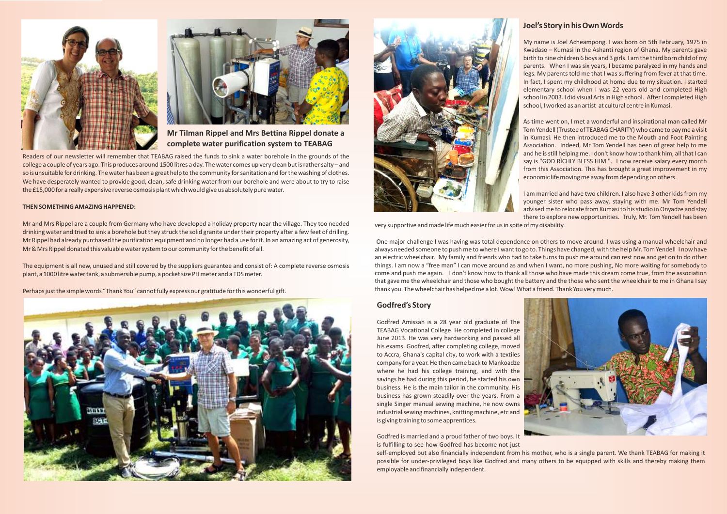## Mr Tilman Rippel and Mrs Bettina Rippel donate a complete water purification system to TEABAG

Readers of our newsletter will remember that TEABAG raised the funds to sink a water borehole in the grounds of the college a couple of years ago. This produces around 1500 litres a day. The water comes up very clean but is rather salty – and so is unsuitable for drinking. The water has been a great help to the community for sanitation and for the washing of clothes. We have desperately wanted to provide good, clean, safe drinking water from our borehole and were about to try to raise the £15,000 for a really expensive reverse osmosis plant which would give us absolutely pure water.

**THEN SOMETHING AMAZING HAPPENED:**

Mr and Mrs Rippel are a couple from Germany who have developed a holiday property near the village. They too needed drinking water and tried to sink a borehole but they struck the solid granite under their property after a few feet of drilling. Mr Rippel had already purchased the purification equipment and no longer had a use for it. In an amazing act of generosity, Mr & Mrs Rippel donated this valuable water system to our community for the benefit of all.

The equipment is all new, unused and still covered by the suppliers guarantee and consist of: A complete reverse osmosis plant, a 1000 litre water tank, a submersible pump, a pocket size PH meter and a TDS meter.

Perhaps just the simple words "Thank You" cannot fully express our gratitude for this wonderful gift.

## Joel's Story in his Own Words

My name is Joel Acheampong. I was born on 5th February, 1975 in Kwadaso – Kumasi in the Ashanti region of Ghana. My parents gave birth to nine children 6 boys and 3 girls. I am the third born child of my parents. When I was six years, I became paralyzed in my hands and legs. My parents told me that I was suffering from fever at that time. In fact, I spent my childhood at home due to my situation. I started elementary school when I was 22 years old and completed High school in 2003. I did visual Arts in High school. After I completed High school, I worked as an artist at cultural centre in Kumasi.

As time went on, I met a wonderful and inspirational man called Mr Tom Yendell (Trustee of TEABAG CHARITY) who came to pay me a visit in Kumasi. He then introduced me to the Mouth and Foot Painting Association. Indeed, Mr Tom Yendell has been of great help to me and he is still helping me. I don't know how to thank him, all that I can say is "GOD RÌCHLY BLESS HIM ". I now receive salary every month from this Association. This has brought a great improvement in my economic life moving me away from depending on others.

I am married and have two children. I also have 3 other kids from my younger sister who pass away, staying with me. Mr Tom Yendell advised me to relocate from Kumasi to his studio in Onyadze and stay there to explore new opportunities. Truly, Mr. Tom Yendell has been very supportive and made life much easier for us in spite of my disability.

One major challenge I was having was total dependence on others to move around. I was using a manual wheelchair and always needed someone to push me to where I want to go to. Things have changed, with the help Mr. Tom Yendell I now have an electric wheelchair. My family and friends who had to take turns to push me around can rest now and get on to do other things. I am now a "free man" I can move around as and when I want, no more pushing, No more waiting for somebody to come and push me again. I don't know how to thank all those who have made this dream come true, from the association that gave me the wheelchair and those who bought the battery and the those who sent the wheelchair to me in Ghana I say thank you. The wheelchair has helped me a lot. Wow! What a friend. Thank You very much.

## Godfred's Story

Godfred Amissah is a 28 year old graduate of The TEABAG Vocational College. He completed in college June 2013. He was very hardworking and passed all his exams. Godfred, after completing college, moved to Accra, Ghana's capital city, to work with a textiles company for a year. He then came back to Mankoadze where he had his college training, and with the savings he had during this period, he started his own business. He is the main tailor in the community. His business has grown steadily over the years. From a single Singer manual sewing machine, he now owns industrial sewing machines, knitting machine, etc and is giving training to some apprentices.

Godfred is married and a proud father of two boys. It is fulfilling to see how Godfred has become not just self-employed but also financially independent from his mother, who is a single parent. We thank TEABAG for making it possible for under-privileged boys like Godfred and many others to be equipped with skills and thereby making them employable and financially independent.